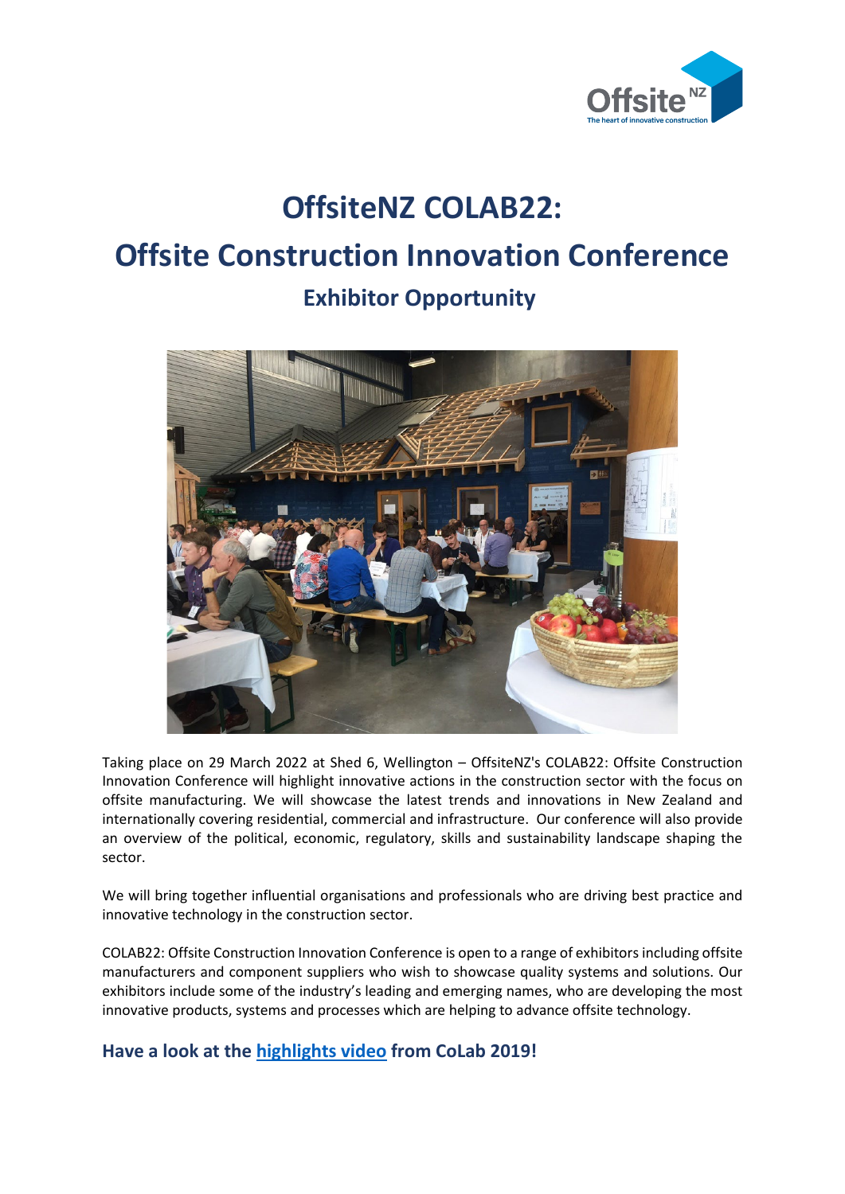# OffsiteNZ COLAB22:

# Offsite Construction Innovation Conference

## Exhibitor Opportunity

Taking place on 29 March 2022 at Shed 6, Wellington – OffsiteNZ's COLAB22: Offsite Construction Innovation Conference will highlight innovative actions in the construction sector with the focus on offsite manufacturing. We will showcase the latest trends and innovations in New Zealand and internationally covering residential, commercial and infrastructure. Our conference will also provide an overview of the political, economic, regulatory, skills and sustainability landscape shaping the sector.

We will bring together influential organisations and professionals who are driving best practice and innovative technology in the construction sector.

COLAB22: Offsite Construction Innovation Conference is open to a range of exhibitors including offsite manufacturers and component suppliers who wish to showcase quality systems and solutions. Our exhibitors include some of the industry's leading and emerging names, who are developing the most innovative products, systems and processes which are helping to advance offsite technology.

### Have a look at the highlights video from CoLab 2019!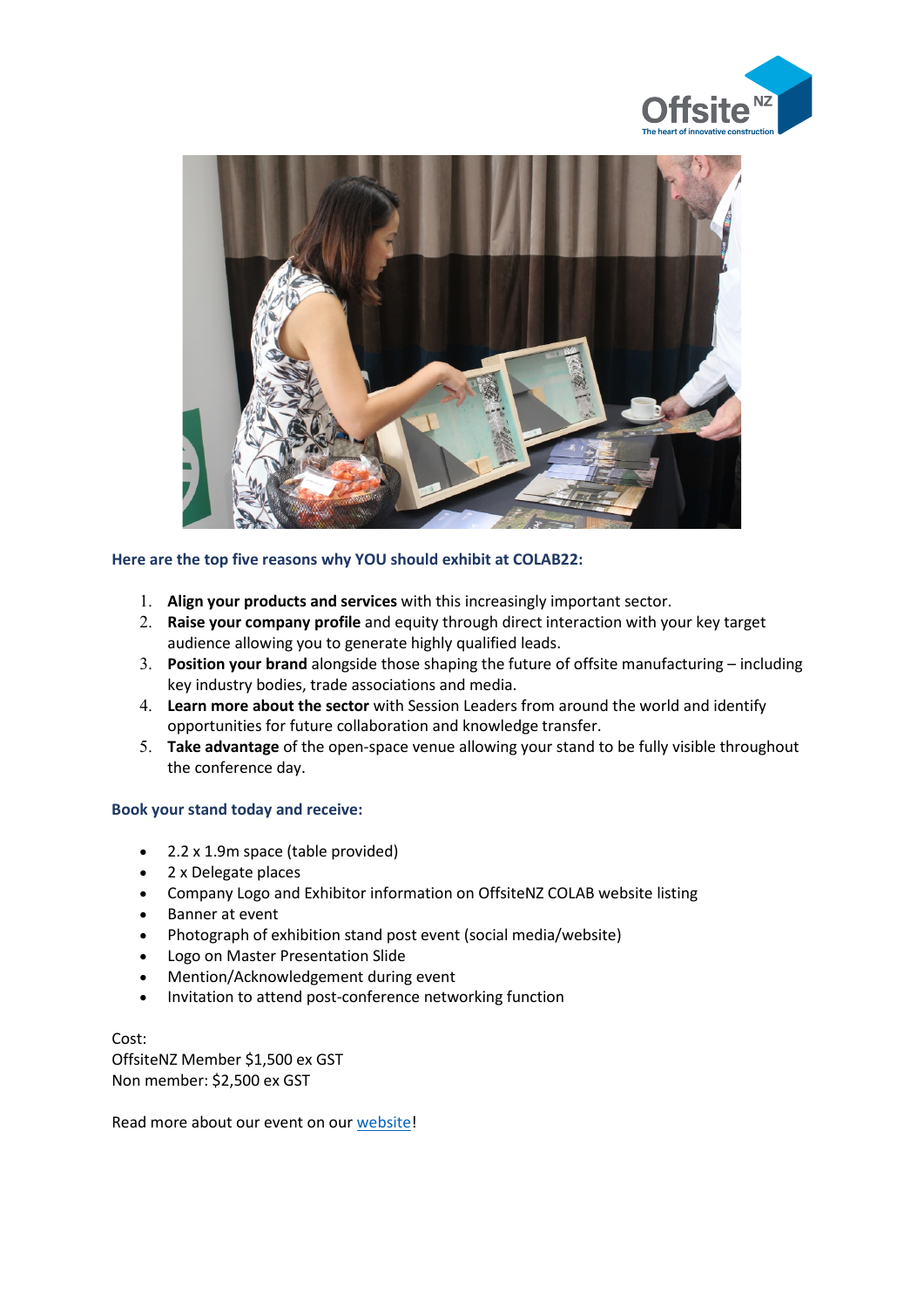### Here are the top five reasons why YOU should exhibit at COLAB22:

1. **Align your products and services** with this increasingly important sector.
2. **Raise your company profile** and equity through direct interaction with your key target audience allowing you to generate highly qualified leads.
3. **Position your brand** alongside those shaping the future of offsite manufacturing – including key industry bodies, trade associations and media.
4. **Learn more about the sector** with Session Leaders from around the world and identify opportunities for future collaboration and knowledge transfer.
5. **Take advantage** of the open-space venue allowing your stand to be fully visible throughout the conference day.

### Book your stand today and receive:

- 2.2 x 1.9m space (table provided)
- 2 x Delegate places
- Company Logo and Exhibitor information on OffsiteNZ COLAB website listing
- Banner at event
- Photograph of exhibition stand post event (social media/website)
- Logo on Master Presentation Slide
- Mention/Acknowledgement during event
- Invitation to attend post-conference networking function

Cost:
OffsiteNZ Member $1,500 ex GST
Non member: $2,500 ex GST

Read more about our event on our website!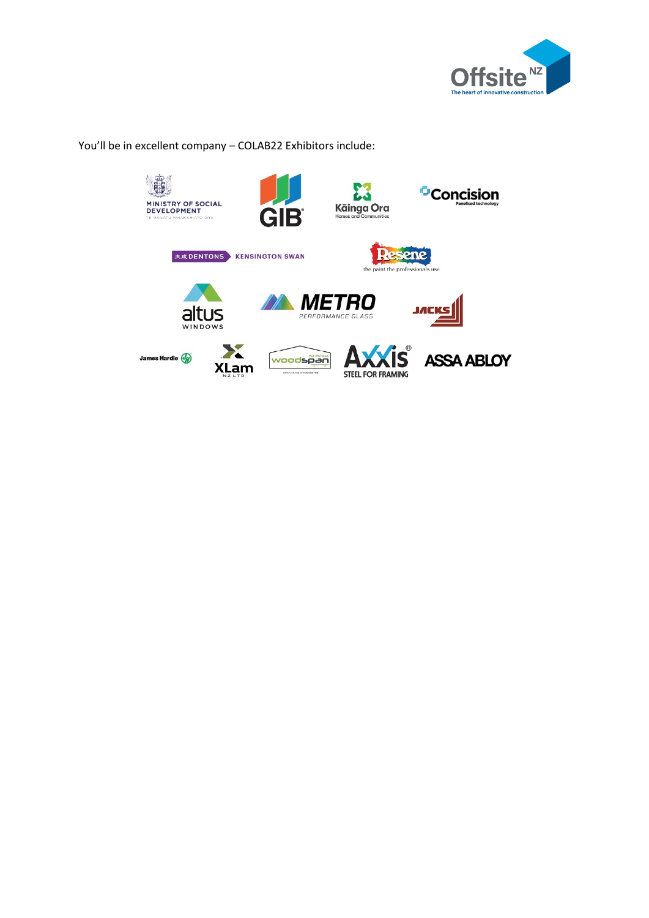You'll be in excellent company – COLAB22 Exhibitors include: